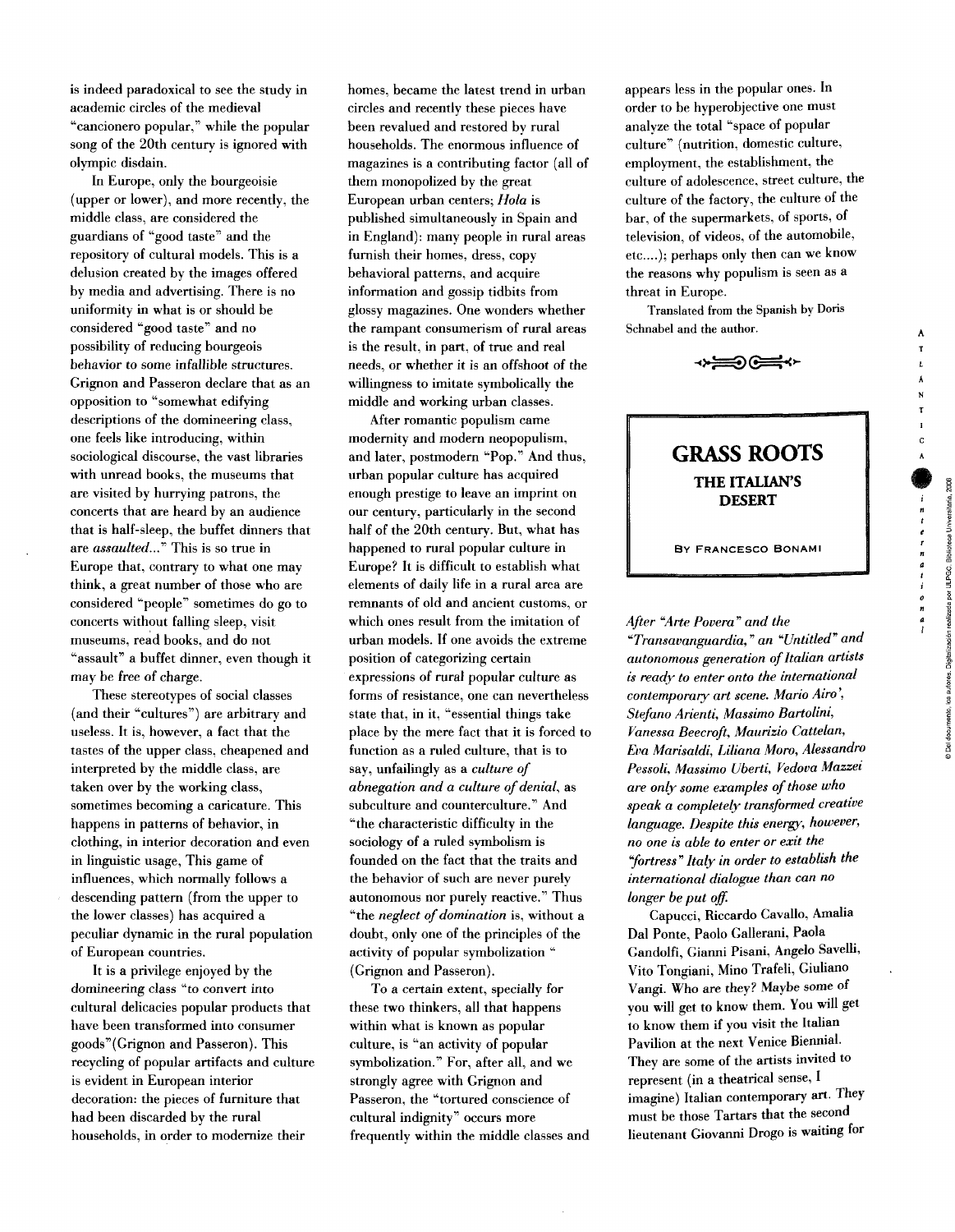is indeed paradoxical to see the study in academic circles of the medieval "cancionero popular," while the popular song of the 20th century is ignored with olympic disdain.

In Europe, only the bourgeoisie (upper or lower), and more recently, the middle class, are considered the guardians of "good taste" and the repository of cultural models. This is a delusion created by the images offered by media and advertising. There is no uniformity in what is or should be considered "good taste" and no possibility of reducing bourgeois behavior to some infallible structures. Grignon and Passeron declare that as an opposition to "somewhat edifying descriptions of the domineering class, one feels like introducing, within sociological discourse, the vast libraries with unread books, the museums that are visited by hurrying patrons, the concerts that are heard by an audience that is half-sleep, the buffet dinners that are *assaulted...*" This is so true in Europe that, contrary to what one may think, a great number of those who are considered "people" sometimes do go to concerts without falling sleep, visit museums, read books, and do not "assault" a buffet dinner, even though it may be free of charge.

These stereotypes of social classes (and their "cultures") are arbitrary and useless. It is, however, a fact that the tastes of the upper class, cheapened and interpreted by the middle class, are taken over by the working class, sometimes becoming a caricature. This happens in patterns of behavior, in clothing, in interior decoration and even in linguistic usage, This game of influences, which normally follows a descending pattern (from the upper to the lower classes) has acquired a peculiar dynamic in the rural population of European countries.

It is a privilege enjoyed by the domineering class "to convert into cultural delicacies popular products that have been transformed into consumer goods"(Grignon and Passeron). This recycling of popular artifacts and culture is evident in European interior decoration: the pieces of furniture that had been discarded by the rural households, in order to modernize their homes, became the latest trend in urban circles and recently these pieces have been revalued and restored by rural households. The enormous influence of magazines is a contributing factor (all of them monopolized by the great European urban centers; *Hola* is published simultaneously in Spain and in England): many people in rural areas furnish their homes, dress, copy behavioral patterns, and acquire information and gossip tidbits from glossy magazines. One wonders whether the rampant consumerism of rural areas is the result, in part, of true and real needs, or whether it is an offshoot of the willingness to imitate symbolically the middle and working urban classes.

After romantic populism came modernity and modern neopopulism, and later, postmodern "Pop." And thus, urban popular culture has acquired enough prestige to leave an imprint on our century, particularly in the second half of the 20th century. But, what has happened to rural popular culture in Europe? It is difficult to establish what elements of daily life in a rural area are remnants of old and ancient customs, or which ones result from the imitation of urban models. If one avoids the extreme position of categorizing certain expressions of rural popular culture as forms of resistance, one can nevertheless state that, in it, "essential things take place by the mere fact that it is forced to function as a ruled culture, that is to say, unfailingly as a *culture of abnegation and a culture of denial*, as subculture and counterculture." And "the characteristic difficulty in the sociology of a ruled symbolism is founded on the fact that the traits and the behavior of such are never purely autonomous nor purely reactive." Thus "the *neglect of domination* is, without a doubt, only one of the principles of the activity of popular symbolization " (Grignon and Passeron).

To a certain extent, specially for these two thinkers, all that happens within what is known as popular culture, is "an activity of popular symbolization." For, after all, and we strongly agree with Grignon and Passeron, the "tortured conscience of cultural indignity" occurs more frequently within the middle classes and appears less in the popular ones. In order to be hyperobjective one must analyze the total "space of popular culture" (nutrition, domestic culture, employment, the establishment, the culture of adolescence, street culture, the culture of the factory, the culture of the bar, of the supermarkets, of sports, of television, of videos, of the automobile, etc....); perhaps only then can we know the reasons why populism is seen as a threat in Europe.

Translated from the Spanish by Doris Schnabel and the author.

# GRASS ROOTS

## THE ITALIAN'S DESERT

BY FRANCESCO BONAMI

*After "Arte Povera" and the "Transavanguardia," an "Untitled" and autonomous generation of Italian artists is ready to enter onto the international contemporary art scene. Mario Airo', Stefano Arienti, Massimo Bartolini, Vanessa Beecroft, Maurizio Cattelan, Eva Marisaldi, Liliana Moro, Alessandro Pessoli, Massimo Uberti, Vedova Mazzei are only some examples of those who speak a completely transformed creative language. Despite this energy, however, no one is able to enter or exit the "fortress" Italy in order to establish the international dialogue than can no longer be put off.*

Capucci, Riccardo Cavallo, Amalia Dal Ponte, Paolo Gallerani, Paola Gandolfi, Gianni Pisani, Angelo Savelli, Vito Tongiani, Mino Trafeli, Giuliano Vangi. Who are they? Maybe some of you will get to know them. You will get to know them if you visit the Italian Pavilion at the next Venice Biennial. They are some of the artists invited to represent (in a theatrical sense, I imagine) Italian contemporary art. They must be those Tartars that the second lieutenant Giovanni Drogo is waiting for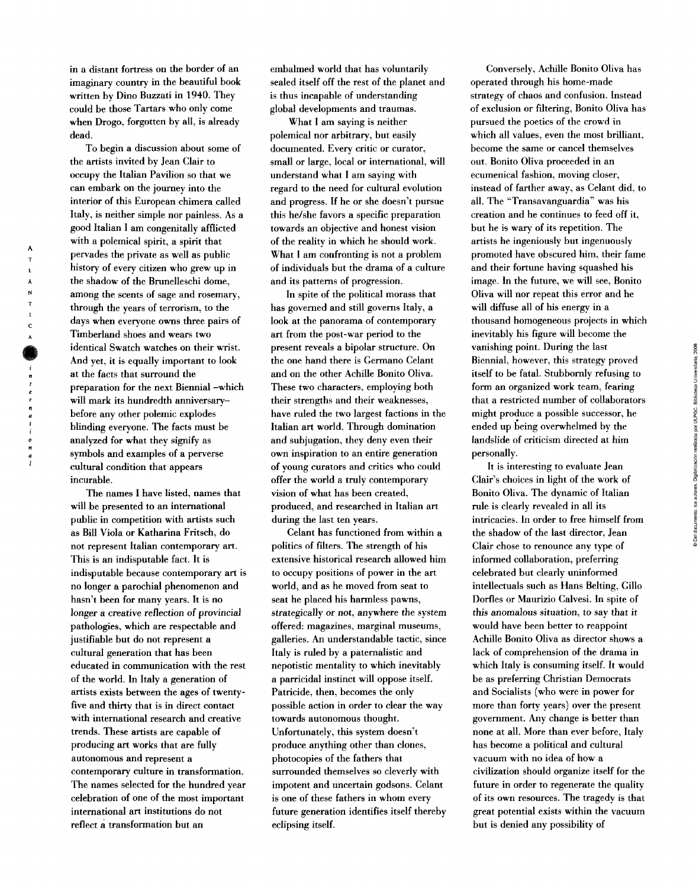in a distant fortress on the border of an imaginary country in the beautiful book written by Dino Buzzati in 1940. They could be those Tartars who only come when Drogo, forgotten by all, is already dead.

To begin a discussion about some of the artists invited by Jean Clair to occupy the Italian Pavilion so that we can embark on the journey into the interior of this European chimera called Italy, is neither simple nor painless. As a good Italian I am congenitally afflicted with a polemical spirit, a spirit that pervades the private as well as public history of every citizen who grew up in the shadow of the Brunelleschi dome, among the scents of sage and rosemary, through the years of terrorism, to the days when everyone owns three pairs of Timberland shoes and wears two identical Swatch watches on their wrist. And yet, it is equally important to look at the facts that surround the preparation for the next Biennial –which will mark its hundredth anniversary– before any other polemic explodes blinding everyone. The facts must be analyzed for what they signify as symbols and examples of a perverse cultural condition that appears incurable.

The names I have listed, names that will be presented to an international public in competition with artists such as Bill Viola or Katharina Fritsch, do not represent Italian contemporary art. This is an indisputable fact. It is indisputable because contemporary art is no longer a parochial phenomenon and hasn't been for many years. It is no longer a creative reflection of provincial pathologies, which are respectable and justifiable but do not represent a cultural generation that has been educated in communication with the rest of the world. In Italy a generation of artists exists between the ages of twenty-five and thirty that is in direct contact with international research and creative trends. These artists are capable of producing art works that are fully autonomous and represent a contemporary culture in transformation. The names selected for the hundred year celebration of one of the most important international art institutions do not reflect a transformation but an embalmed world that has voluntarily sealed itself off the rest of the planet and is thus incapable of understanding global developments and traumas.

What I am saying is neither polemical nor arbitrary, but easily documented. Every critic or curator, small or large, local or international, will understand what I am saying with regard to the need for cultural evolution and progress. If he or she doesn't pursue this he/she favors a specific preparation towards an objective and honest vision of the reality in which he should work. What I am confronting is not a problem of individuals but the drama of a culture and its patterns of progression.

In spite of the political morass that has governed and still governs Italy, a look at the panorama of contemporary art from the post-war period to the present reveals a bipolar structure. On the one hand there is Germano Celant and on the other Achille Bonito Oliva. These two characters, employing both their strengths and their weaknesses, have ruled the two largest factions in the Italian art world. Through domination and subjugation, they deny even their own inspiration to an entire generation of young curators and critics who could offer the world a truly contemporary vision of what has been created, produced, and researched in Italian art during the last ten years.

Celant has functioned from within a politics of filters. The strength of his extensive historical research allowed him to occupy positions of power in the art world, and as he moved from seat to seat he placed his harmless pawns, strategically or not, anywhere the system offered: magazines, marginal museums, galleries. An understandable tactic, since Italy is ruled by a paternalistic and nepotistic mentality to which inevitably a parricidal instinct will oppose itself. Patricide, then, becomes the only possible action in order to clear the way towards autonomous thought. Unfortunately, this system doesn't produce anything other than clones, photocopies of the fathers that surrounded themselves so cleverly with impotent and uncertain godsons. Celant is one of these fathers in whom every future generation identifies itself thereby eclipsing itself.

Conversely, Achille Bonito Oliva has operated through his home-made strategy of chaos and confusion. Instead of exclusion or filtering, Bonito Oliva has pursued the poetics of the crowd in which all values, even the most brilliant, become the same or cancel themselves out. Bonito Oliva proceeded in an ecumenical fashion, moving closer, instead of farther away, as Celant did, to all. The "Transavanguardia" was his creation and he continues to feed off it, but he is wary of its repetition. The artists he ingeniously but ingenuously promoted have obscured him, their fame and their fortune having squashed his image. In the future, we will see, Bonito Oliva will nor repeat this error and he will diffuse all of his energy in a thousand homogeneous projects in which inevitably his figure will become the vanishing point. During the last Biennial, however, this strategy proved itself to be fatal. Stubbornly refusing to form an organized work team, fearing that a restricted number of collaborators might produce a possible successor, he ended up being overwhelmed by the landslide of criticism directed at him personally.

It is interesting to evaluate Jean Clair's choices in light of the work of Bonito Oliva. The dynamic of Italian rule is clearly revealed in all its intricacies. In order to free himself from the shadow of the last director, Jean Clair chose to renounce any type of informed collaboration, preferring celebrated but clearly uninformed intellectuals such as Hans Belting, Gillo Dorfles or Maurizio Calvesi. In spite of this anomalous situation, to say that it would have been better to reappoint Achille Bonito Oliva as director shows a lack of comprehension of the drama in which Italy is consuming itself. It would be as preferring Christian Democrats and Socialists (who were in power for more than forty years) over the present government. Any change is better than none at all. More than ever before, Italy has become a political and cultural vacuum with no idea of how a civilization should organize itself for the future in order to regenerate the quality of its own resources. The tragedy is that great potential exists within the vacuum but is denied any possibility of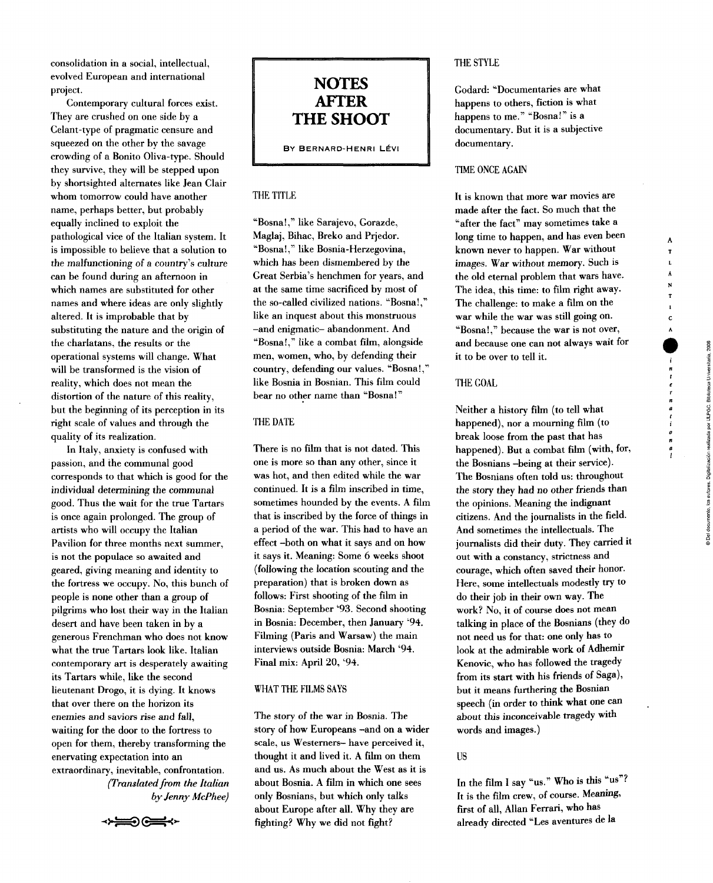consolidation in a social, intellectual, evolved European and international project.

Contemporary cultural forces exist. They are crushed on one side by a Celant-type of pragmatic censure and squeezed on the other by the savage crowding of a Bonito Oliva-type. Should they survive, they will be stepped upon by shortsighted alternates like Jean Clair whom tomorrow could have another name, perhaps better, but probably equally inclined to exploit the pathological vice of the Italian system. It is impossible to believe that a solution to *the malfunctioning of a country's culture* can be found during an afternoon in which names are substituted for other names and where ideas are only slightly altered. It is improbable that by substituting the nature and the origin of the charlatans, the results or the operational systems will change. What will be transformed is the vision of reality, which does not mean the distortion of the nature of this reality, but the beginning of its perception in its right scale of values and through the quality of its realization.

In Italy, anxiety is confused with passion, and the communal good corresponds to that which is good for the individual determining the communal good. Thus the wait for the true Tartars is once again prolonged. The group of artists who will occupy the Italian Pavilion for three months next summer, is not the populace so awaited and geared, giving meaning and identity to the fortress we occupy. No, this bunch of people is none other than a group of pilgrims who lost their way in the Italian desert and have been taken in by a generous Frenchman who does not know what the true Tartars look like. Italian contemporary art is desperately awaiting its Tartars while, like the second lieutenant Drogo, it is dying. It knows that over there on the horizon its enemies and saviors rise and fall, waiting for the door to the fortress to open for them, thereby transforming the enervating expectation into an extraordinary, inevitable, confrontation.

*(Translated from the Italian by Jenny McPhee)*

# NOTES AFTER THE SHOOT

BY BERNARD-HENRI LÉVI

## THE TITLE

"Bosna!," like Sarajevo, Gorazde, Maglaj, Bihac, Breko and Prjedor. "Bosna!," like Bosnia-Herzegovina, which has been dismembered by the Great Serbia's henchmen for years, and at the same time sacrificed by most of the so-called civilized nations. "Bosna!," like an inquest about this monstruous –and enigmatic– abandonment. And "Bosna!," like a combat film, alongside men, women, who, by defending their country, defending our values. "Bosna!," like Bosnia in Bosnian. This film could bear no other name than "Bosna!"

## THE DATE

There is no film that is not dated. This one is more so than any other, since it was hot, and then edited while the war continued. It is a film inscribed in time, sometimes hounded by the events. A film that is inscribed by the force of things in a period of the war. This had to have an effect –both on what it says and on how it says it. Meaning: Some 6 weeks shoot (following the location scouting and the preparation) that is broken down as follows: First shooting of the film in Bosnia: September '93. Second shooting in Bosnia: December, then January '94. Filming (Paris and Warsaw) the main interviews outside Bosnia: March '94. Final mix: April 20, '94.

## WHAT THE FILMS SAYS

The story of the war in Bosnia. The story of how Europeans –and on a wider scale, us Westerners– have perceived it, thought it and lived it. A film on them and us. As much about the West as it is about Bosnia. A film in which one sees only Bosnians, but which only talks about Europe after all. Why they are fighting? Why we did not fight?

## THE STYLE

Godard: "Documentaries are what happens to others, fiction is what happens to me." "Bosna!" is a documentary. But it is a subjective documentary.

## TIME ONCE AGAIN

It is known that more war movies are made after the fact. So much that the "after the fact" may sometimes take a long time to happen, and has even been known never to happen. War without *images*. War without *memory*. Such is the old eternal problem that wars have. The idea, this time: to film right away. The challenge: to make a film on the war while the war was still going on. "Bosna!," because the war is not over, and because one can not always wait for it to be over to tell it.

## THE GOAL

Neither a history film (to tell what happened), nor a mourning film (to break loose from the past that has happened). But a combat film (with, for, the Bosnians –being at their service). The Bosnians often told us: throughout the story they had no other friends than the opinions. Meaning the indignant citizens. And the journalists in the field. And sometimes the intellectuals. The journalists did their duty. They carried it out with a constancy, strictness and courage, which often saved their honor. Here, some intellectuals modestly try to do their job in their own way. The work? No, it of course does not mean talking in place of the Bosnians (they do not need us for that: one only has to look at the admirable work of Adhemir Kenovic, who has followed the tragedy from its start with his friends of Saga), but it means furthering the Bosnian speech (in order to think what one can about *this* inconceivable tragedy with words and images.)

## US

In the film I say "us." Who is this "us"? It is the film crew, of course. Meaning, first of all, Allan Ferrari, who has already directed "Les aventures de la